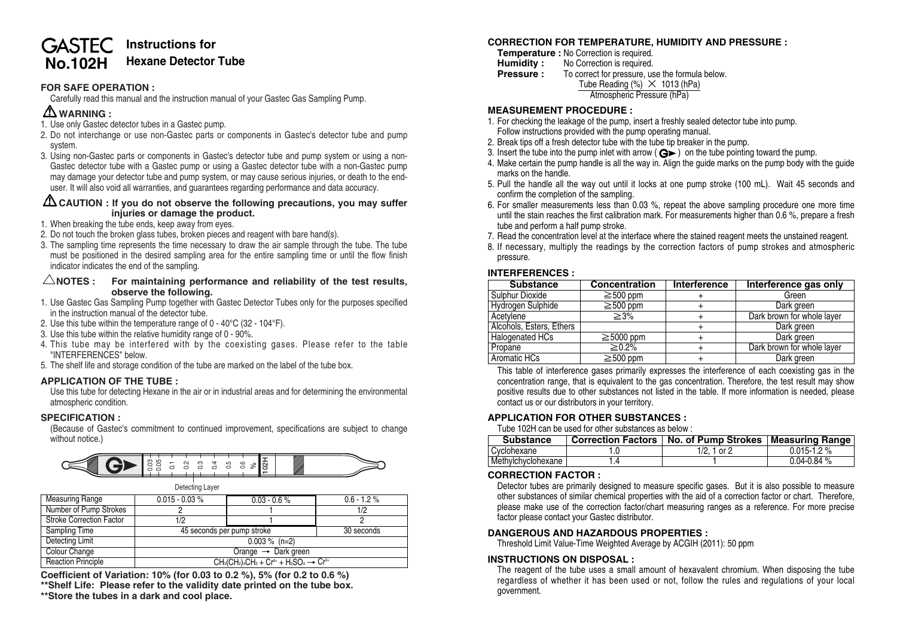# GASTEC No.102H — Instructions for Hexane Detector Tube

## FOR SAFE OPERATION :

Carefully read this manual and the instruction manual of your Gastec Gas Sampling Pump.

## ⚠ WARNING :

1. Use only Gastec detector tubes in a Gastec pump.
2. Do not interchange or use non-Gastec parts or components in Gastec's detector tube and pump system.
3. Using non-Gastec parts or components in Gastec's detector tube and pump system or using a non-Gastec detector tube with a Gastec pump or using a Gastec detector tube with a non-Gastec pump may damage your detector tube and pump system, or may cause serious injuries, or death to the end-user. It will also void all warranties, and guarantees regarding performance and data accuracy.

## ⚠ CAUTION : If you do not observe the following precautions, you may suffer injuries or damage the product.

1. When breaking the tube ends, keep away from eyes.
2. Do not touch the broken glass tubes, broken pieces and reagent with bare hand(s).
3. The sampling time represents the time necessary to draw the air sample through the tube. The tube must be positioned in the desired sampling area for the entire sampling time or until the flow finish indicator indicates the end of the sampling.

## △ NOTES : For maintaining performance and reliability of the test results, observe the following.

1. Use Gastec Gas Sampling Pump together with Gastec Detector Tubes only for the purposes specified in the instruction manual of the detector tube.
2. Use this tube within the temperature range of 0 - 40°C (32 - 104°F).
3. Use this tube within the relative humidity range of 0 - 90%.
4. This tube may be interfered with by the coexisting gases. Please refer to the table "INTERFERENCES" below.
5. The shelf life and storage condition of the tube are marked on the label of the tube box.

## APPLICATION OF THE TUBE :

Use this tube for detecting Hexane in the air or in industrial areas and for determining the environmental atmospheric condition.

## SPECIFICATION :

(Because of Gastec's commitment to continued improvement, specifications are subject to change without notice.)

Tube scale: 0.03, 0.05, 0.1, 0.2, 0.3, 0.4, 0.5, 0.6 % — 102H

Detecting Layer

| Measuring Range | 0.015 - 0.03 % | 0.03 - 0.6 % | 0.6 - 1.2 % |
|---|---|---|---|
| Number of Pump Strokes | 2 | 1 | 1/2 |
| Stroke Correction Factor | 1/2 | 1 | 2 |
| Sampling Time | 45 seconds per pump stroke | | 30 seconds |
| Detecting Limit | 0.003 % (n=2) | | |
| Colour Change | Orange → Dark green | | |
| Reaction Principle | $CH_3(CH_2)_4CH_3 + Cr^{6+} + H_2SO_4 \rightarrow Cr^{3+}$ | | |

**Coefficient of Variation: 10% (for 0.03 to 0.2 %), 5% (for 0.2 to 0.6 %)**
**\*\*Shelf Life: Please refer to the validity date printed on the tube box.**
**\*\*Store the tubes in a dark and cool place.**

## CORRECTION FOR TEMPERATURE, HUMIDITY AND PRESSURE :

**Temperature :** No Correction is required.
**Humidity :** No Correction is required.
**Pressure :** To correct for pressure, use the formula below.

$$\frac{\text{Tube Reading (\%)} \times 1013\ (\text{hPa})}{\text{Atmospheric Pressure (hPa)}}$$

## MEASUREMENT PROCEDURE :

1. For checking the leakage of the pump, insert a freshly sealed detector tube into pump. Follow instructions provided with the pump operating manual.
2. Break tips off a fresh detector tube with the tube tip breaker in the pump.
3. Insert the tube into the pump inlet with arrow (G►) on the tube pointing toward the pump.
4. Make certain the pump handle is all the way in. Align the guide marks on the pump body with the guide marks on the handle.
5. Pull the handle all the way out until it locks at one pump stroke (100 mL). Wait 45 seconds and confirm the completion of the sampling.
6. For smaller measurements less than 0.03 %, repeat the above sampling procedure one more time until the stain reaches the first calibration mark. For measurements higher than 0.6 %, prepare a fresh tube and perform a half pump stroke.
7. Read the concentration level at the interface where the stained reagent meets the unstained reagent.
8. If necessary, multiply the readings by the correction factors of pump strokes and atmospheric pressure.

## INTERFERENCES :

| Substance | Concentration | Interference | Interference gas only |
|---|---|---|---|
| Sulphur Dioxide | ≧500 ppm | + | Green |
| Hydrogen Sulphide | ≧500 ppm | + | Dark green |
| Acetylene | ≧3% | + | Dark brown for whole layer |
| Alcohols, Esters, Ethers | | + | Dark green |
| Halogenated HCs | ≧5000 ppm | + | Dark green |
| Propane | ≧0.2% | + | Dark brown for whole layer |
| Aromatic HCs | ≧500 ppm | + | Dark green |

This table of interference gases primarily expresses the interference of each coexisting gas in the concentration range, that is equivalent to the gas concentration. Therefore, the test result may show positive results due to other substances not listed in the table. If more information is needed, please contact us or our distributors in your territory.

## APPLICATION FOR OTHER SUBSTANCES :

Tube 102H can be used for other substances as below :

| Substance | Correction Factors | No. of Pump Strokes | Measuring Range |
|---|---|---|---|
| Cyclohexane | 1.0 | 1/2, 1 or 2 | 0.015-1.2 % |
| Methylchyclohexane | 1.4 | 1 | 0.04-0.84 % |

## CORRECTION FACTOR :

Detector tubes are primarily designed to measure specific gases. But it is also possible to measure other substances of similar chemical properties with the aid of a correction factor or chart. Therefore, please make use of the correction factor/chart measuring ranges as a reference. For more precise factor please contact your Gastec distributor.

## DANGEROUS AND HAZARDOUS PROPERTIES :

Threshold Limit Value-Time Weighted Average by ACGIH (2011): 50 ppm

## INSTRUCTIONS ON DISPOSAL :

The reagent of the tube uses a small amount of hexavalent chromium. When disposing the tube regardless of whether it has been used or not, follow the rules and regulations of your local government.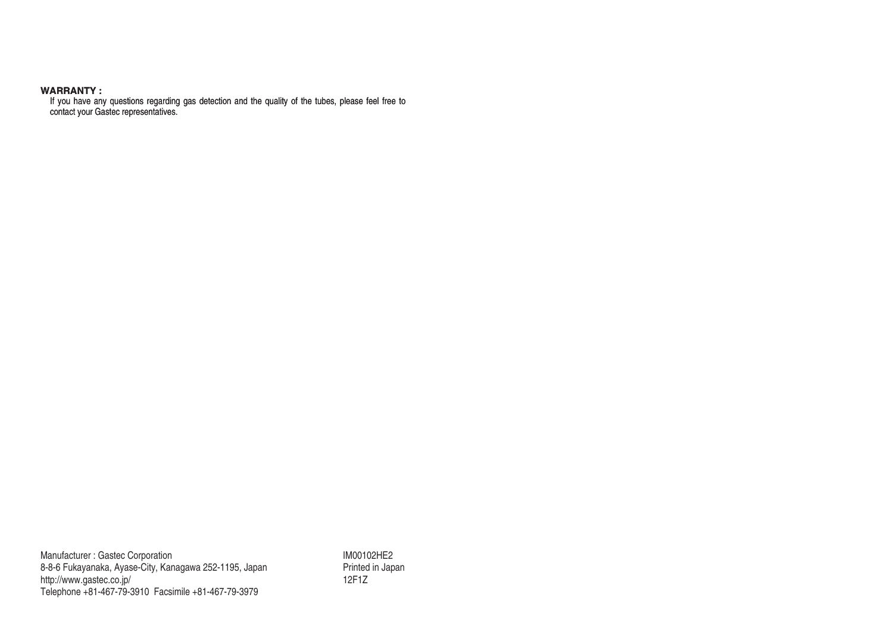**WARRANTY :**

If you have any questions regarding gas detection and the quality of the tubes, please feel free to contact your Gastec representatives.

Manufacturer : Gastec Corporation
8-8-6 Fukayanaka, Ayase-City, Kanagawa 252-1195, Japan
http://www.gastec.co.jp/
Telephone +81-467-79-3910 Facsimile +81-467-79-3979

IM00102HE2
Printed in Japan
12F1Z